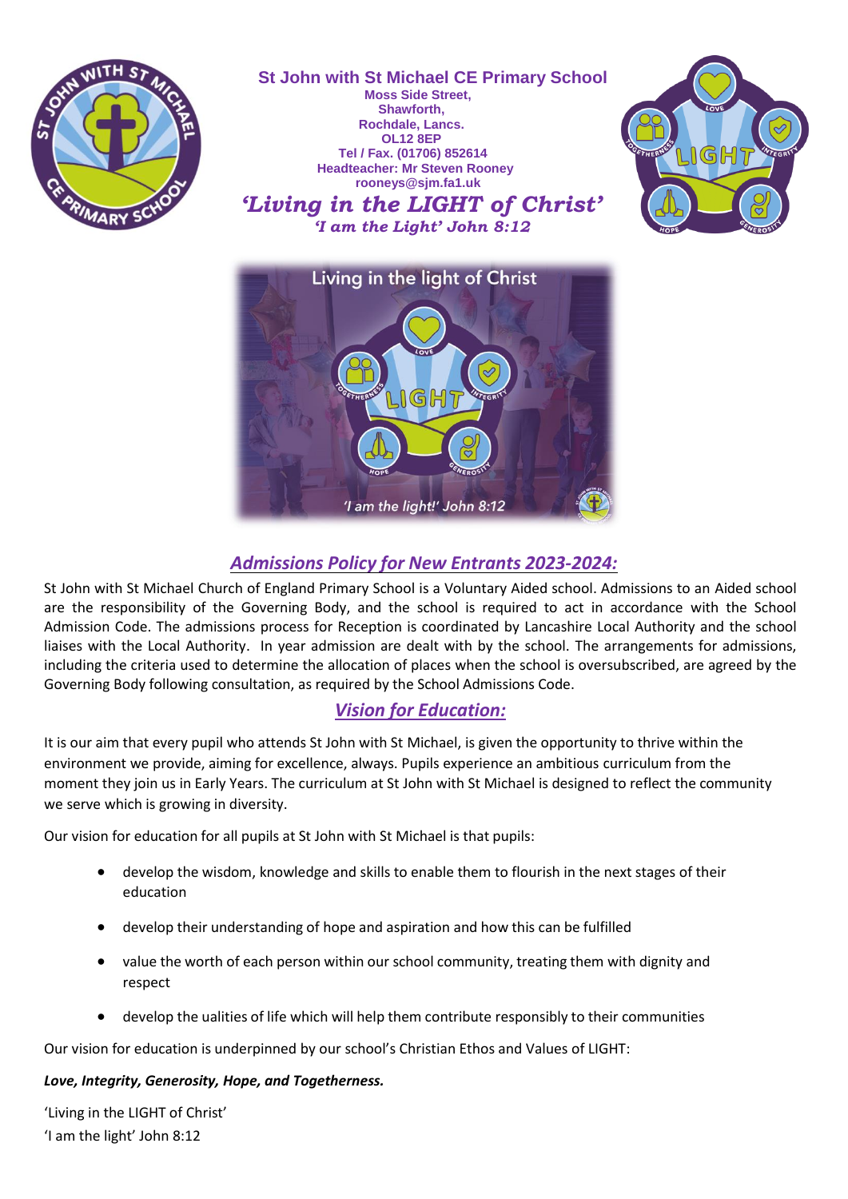**St John with St Michael CE Primary School**
**Moss Side Street,**
**Shawforth,**
**Rochdale, Lancs.**
**OL12 8EP**
**Tel / Fax. (01706) 852614**
**Headteacher: Mr Steven Rooney**
**rooneys@sjm.fa1.uk**

***'Living in the LIGHT of Christ'***
***'I am the Light' John 8:12***

## *Admissions Policy for New Entrants 2023-2024:*

St John with St Michael Church of England Primary School is a Voluntary Aided school. Admissions to an Aided school are the responsibility of the Governing Body, and the school is required to act in accordance with the School Admission Code. The admissions process for Reception is coordinated by Lancashire Local Authority and the school liaises with the Local Authority. In year admission are dealt with by the school. The arrangements for admissions, including the criteria used to determine the allocation of places when the school is oversubscribed, are agreed by the Governing Body following consultation, as required by the School Admissions Code.

## *Vision for Education:*

It is our aim that every pupil who attends St John with St Michael, is given the opportunity to thrive within the environment we provide, aiming for excellence, always. Pupils experience an ambitious curriculum from the moment they join us in Early Years. The curriculum at St John with St Michael is designed to reflect the community we serve which is growing in diversity.

Our vision for education for all pupils at St John with St Michael is that pupils:

- develop the wisdom, knowledge and skills to enable them to flourish in the next stages of their education
- develop their understanding of hope and aspiration and how this can be fulfilled
- value the worth of each person within our school community, treating them with dignity and respect
- develop the ualities of life which will help them contribute responsibly to their communities

Our vision for education is underpinned by our school's Christian Ethos and Values of LIGHT:

***Love, Integrity, Generosity, Hope, and Togetherness.***

'Living in the LIGHT of Christ'
'I am the light' John 8:12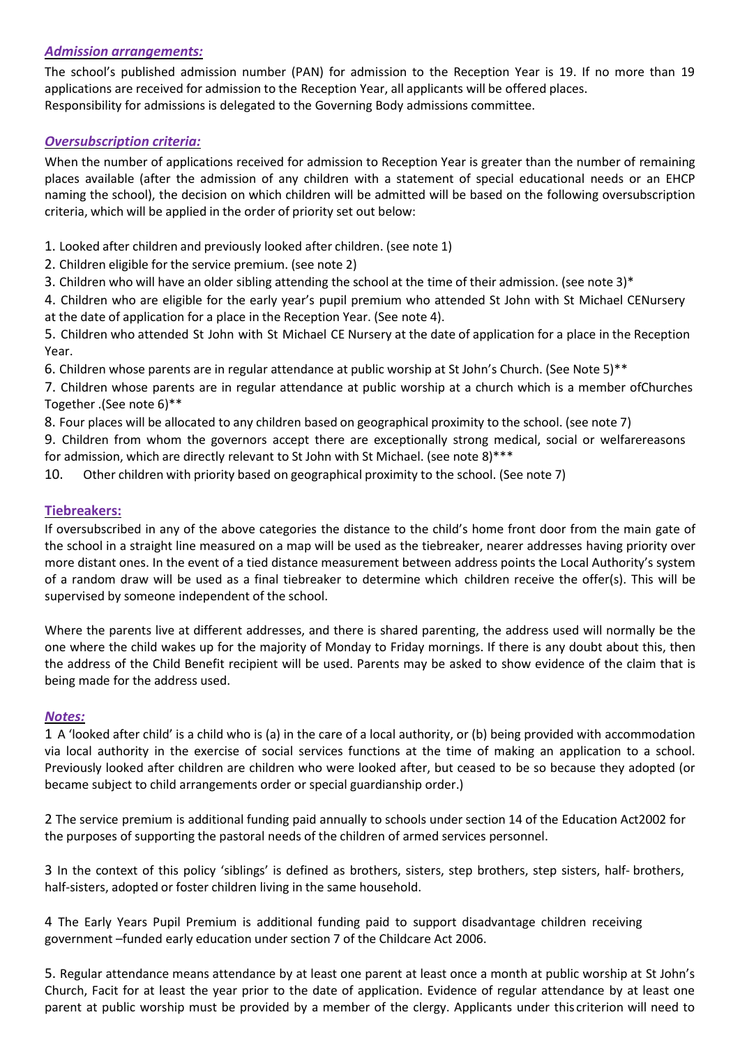### *Admission arrangements:*

The school's published admission number (PAN) for admission to the Reception Year is 19. If no more than 19 applications are received for admission to the Reception Year, all applicants will be offered places.
Responsibility for admissions is delegated to the Governing Body admissions committee.

### *Oversubscription criteria:*

When the number of applications received for admission to Reception Year is greater than the number of remaining places available (after the admission of any children with a statement of special educational needs or an EHCP naming the school), the decision on which children will be admitted will be based on the following oversubscription criteria, which will be applied in the order of priority set out below:

1. Looked after children and previously looked after children. (see note 1)
2. Children eligible for the service premium. (see note 2)
3. Children who will have an older sibling attending the school at the time of their admission. (see note 3)*
4. Children who are eligible for the early year's pupil premium who attended St John with St Michael CENursery at the date of application for a place in the Reception Year. (See note 4).
5. Children who attended St John with St Michael CE Nursery at the date of application for a place in the Reception Year.
6. Children whose parents are in regular attendance at public worship at St John's Church. (See Note 5)**
7. Children whose parents are in regular attendance at public worship at a church which is a member ofChurches Together .(See note 6)**
8. Four places will be allocated to any children based on geographical proximity to the school. (see note 7)
9. Children from whom the governors accept there are exceptionally strong medical, social or welfarereasons for admission, which are directly relevant to St John with St Michael. (see note 8)***
10. Other children with priority based on geographical proximity to the school. (See note 7)

### Tiebreakers:

If oversubscribed in any of the above categories the distance to the child's home front door from the main gate of the school in a straight line measured on a map will be used as the tiebreaker, nearer addresses having priority over more distant ones. In the event of a tied distance measurement between address points the Local Authority's system of a random draw will be used as a final tiebreaker to determine which children receive the offer(s). This will be supervised by someone independent of the school.

Where the parents live at different addresses, and there is shared parenting, the address used will normally be the one where the child wakes up for the majority of Monday to Friday mornings. If there is any doubt about this, then the address of the Child Benefit recipient will be used. Parents may be asked to show evidence of the claim that is being made for the address used.

### *Notes:*

1 A 'looked after child' is a child who is (a) in the care of a local authority, or (b) being provided with accommodation via local authority in the exercise of social services functions at the time of making an application to a school. Previously looked after children are children who were looked after, but ceased to be so because they adopted (or became subject to child arrangements order or special guardianship order.)

2 The service premium is additional funding paid annually to schools under section 14 of the Education Act2002 for the purposes of supporting the pastoral needs of the children of armed services personnel.

3 In the context of this policy 'siblings' is defined as brothers, sisters, step brothers, step sisters, half- brothers, half-sisters, adopted or foster children living in the same household.

4 The Early Years Pupil Premium is additional funding paid to support disadvantage children receiving government –funded early education under section 7 of the Childcare Act 2006.

5. Regular attendance means attendance by at least one parent at least once a month at public worship at St John's Church, Facit for at least the year prior to the date of application. Evidence of regular attendance by at least one parent at public worship must be provided by a member of the clergy. Applicants under this criterion will need to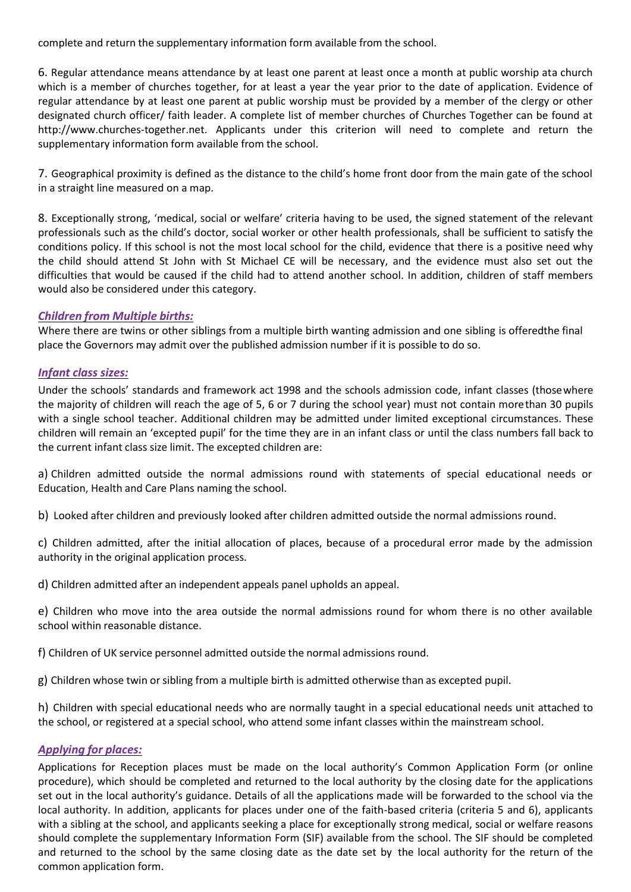complete and return the supplementary information form available from the school.

6. Regular attendance means attendance by at least one parent at least once a month at public worship ata church which is a member of churches together, for at least a year the year prior to the date of application. Evidence of regular attendance by at least one parent at public worship must be provided by a member of the clergy or other designated church officer/ faith leader. A complete list of member churches of Churches Together can be found at http://www.churches-together.net. Applicants under this criterion will need to complete and return the supplementary information form available from the school.

7. Geographical proximity is defined as the distance to the child's home front door from the main gate of the school in a straight line measured on a map.

8. Exceptionally strong, 'medical, social or welfare' criteria having to be used, the signed statement of the relevant professionals such as the child's doctor, social worker or other health professionals, shall be sufficient to satisfy the conditions policy. If this school is not the most local school for the child, evidence that there is a positive need why the child should attend St John with St Michael CE will be necessary, and the evidence must also set out the difficulties that would be caused if the child had to attend another school. In addition, children of staff members would also be considered under this category.

***Children from Multiple births:***

Where there are twins or other siblings from a multiple birth wanting admission and one sibling is offeredthe final place the Governors may admit over the published admission number if it is possible to do so.

***Infant class sizes:***

Under the schools' standards and framework act 1998 and the schools admission code, infant classes (thosewhere the majority of children will reach the age of 5, 6 or 7 during the school year) must not contain morethan 30 pupils with a single school teacher. Additional children may be admitted under limited exceptional circumstances. These children will remain an 'excepted pupil' for the time they are in an infant class or until the class numbers fall back to the current infant class size limit. The excepted children are:

a) Children admitted outside the normal admissions round with statements of special educational needs or Education, Health and Care Plans naming the school.

b) Looked after children and previously looked after children admitted outside the normal admissions round.

c) Children admitted, after the initial allocation of places, because of a procedural error made by the admission authority in the original application process.

d) Children admitted after an independent appeals panel upholds an appeal.

e) Children who move into the area outside the normal admissions round for whom there is no other available school within reasonable distance.

f) Children of UK service personnel admitted outside the normal admissions round.

g) Children whose twin or sibling from a multiple birth is admitted otherwise than as excepted pupil.

h) Children with special educational needs who are normally taught in a special educational needs unit attached to the school, or registered at a special school, who attend some infant classes within the mainstream school.

***Applying for places:***

Applications for Reception places must be made on the local authority's Common Application Form (or online procedure), which should be completed and returned to the local authority by the closing date for the applications set out in the local authority's guidance. Details of all the applications made will be forwarded to the school via the local authority. In addition, applicants for places under one of the faith-based criteria (criteria 5 and 6), applicants with a sibling at the school, and applicants seeking a place for exceptionally strong medical, social or welfare reasons should complete the supplementary Information Form (SIF) available from the school. The SIF should be completed and returned to the school by the same closing date as the date set by the local authority for the return of the common application form.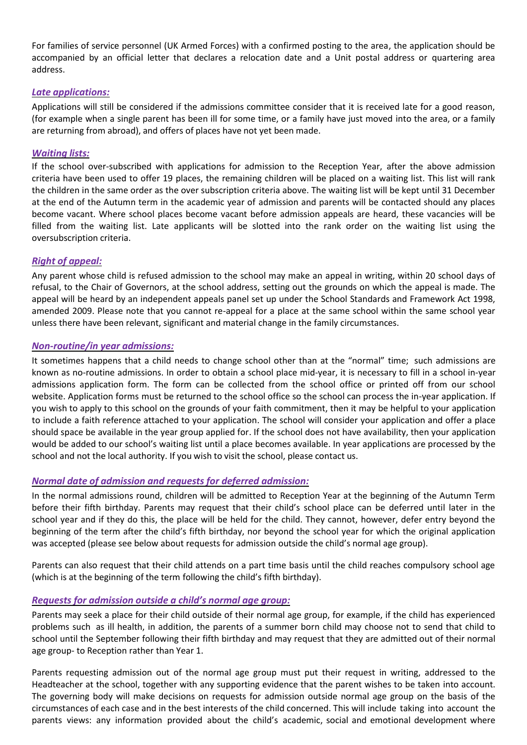For families of service personnel (UK Armed Forces) with a confirmed posting to the area, the application should be accompanied by an official letter that declares a relocation date and a Unit postal address or quartering area address.

### ***Late applications:***

Applications will still be considered if the admissions committee consider that it is received late for a good reason, (for example when a single parent has been ill for some time, or a family have just moved into the area, or a family are returning from abroad), and offers of places have not yet been made.

### ***Waiting lists:***

If the school over-subscribed with applications for admission to the Reception Year, after the above admission criteria have been used to offer 19 places, the remaining children will be placed on a waiting list. This list will rank the children in the same order as the over subscription criteria above. The waiting list will be kept until 31 December at the end of the Autumn term in the academic year of admission and parents will be contacted should any places become vacant. Where school places become vacant before admission appeals are heard, these vacancies will be filled from the waiting list. Late applicants will be slotted into the rank order on the waiting list using the oversubscription criteria.

### ***Right of appeal:***

Any parent whose child is refused admission to the school may make an appeal in writing, within 20 school days of refusal, to the Chair of Governors, at the school address, setting out the grounds on which the appeal is made. The appeal will be heard by an independent appeals panel set up under the School Standards and Framework Act 1998, amended 2009. Please note that you cannot re-appeal for a place at the same school within the same school year unless there have been relevant, significant and material change in the family circumstances.

### ***Non-routine/in year admissions:***

It sometimes happens that a child needs to change school other than at the "normal" time; such admissions are known as no-routine admissions. In order to obtain a school place mid-year, it is necessary to fill in a school in-year admissions application form. The form can be collected from the school office or printed off from our school website. Application forms must be returned to the school office so the school can process the in-year application. If you wish to apply to this school on the grounds of your faith commitment, then it may be helpful to your application to include a faith reference attached to your application. The school will consider your application and offer a place should space be available in the year group applied for. If the school does not have availability, then your application would be added to our school's waiting list until a place becomes available. In year applications are processed by the school and not the local authority. If you wish to visit the school, please contact us.

### ***Normal date of admission and requests for deferred admission:***

In the normal admissions round, children will be admitted to Reception Year at the beginning of the Autumn Term before their fifth birthday. Parents may request that their child's school place can be deferred until later in the school year and if they do this, the place will be held for the child. They cannot, however, defer entry beyond the beginning of the term after the child's fifth birthday, nor beyond the school year for which the original application was accepted (please see below about requests for admission outside the child's normal age group).

Parents can also request that their child attends on a part time basis until the child reaches compulsory school age (which is at the beginning of the term following the child's fifth birthday).

### ***Requests for admission outside a child's normal age group:***

Parents may seek a place for their child outside of their normal age group, for example, if the child has experienced problems such as ill health, in addition, the parents of a summer born child may choose not to send that child to school until the September following their fifth birthday and may request that they are admitted out of their normal age group- to Reception rather than Year 1.

Parents requesting admission out of the normal age group must put their request in writing, addressed to the Headteacher at the school, together with any supporting evidence that the parent wishes to be taken into account. The governing body will make decisions on requests for admission outside normal age group on the basis of the circumstances of each case and in the best interests of the child concerned. This will include taking into account the parents views: any information provided about the child's academic, social and emotional development where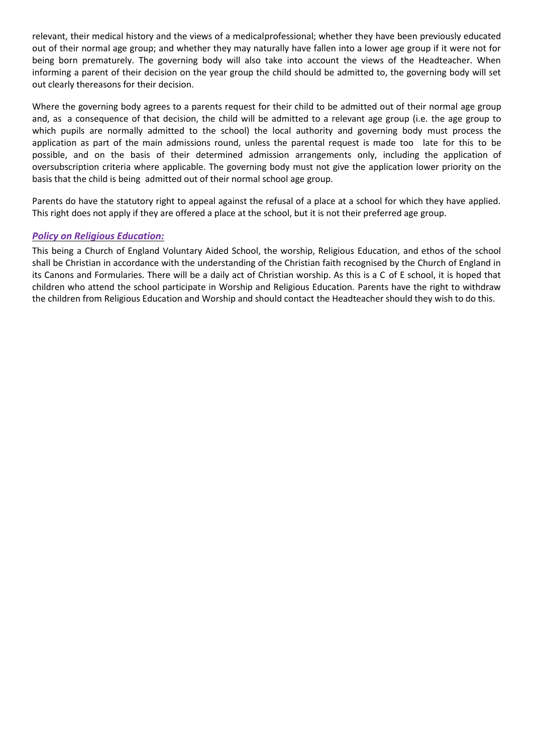relevant, their medical history and the views of a medicalprofessional; whether they have been previously educated out of their normal age group; and whether they may naturally have fallen into a lower age group if it were not for being born prematurely. The governing body will also take into account the views of the Headteacher. When informing a parent of their decision on the year group the child should be admitted to, the governing body will set out clearly thereasons for their decision.

Where the governing body agrees to a parents request for their child to be admitted out of their normal age group and, as a consequence of that decision, the child will be admitted to a relevant age group (i.e. the age group to which pupils are normally admitted to the school) the local authority and governing body must process the application as part of the main admissions round, unless the parental request is made too late for this to be possible, and on the basis of their determined admission arrangements only, including the application of oversubscription criteria where applicable. The governing body must not give the application lower priority on the basis that the child is being admitted out of their normal school age group.

Parents do have the statutory right to appeal against the refusal of a place at a school for which they have applied. This right does not apply if they are offered a place at the school, but it is not their preferred age group.

***Policy on Religious Education:***

This being a Church of England Voluntary Aided School, the worship, Religious Education, and ethos of the school shall be Christian in accordance with the understanding of the Christian faith recognised by the Church of England in its Canons and Formularies. There will be a daily act of Christian worship. As this is a C of E school, it is hoped that children who attend the school participate in Worship and Religious Education. Parents have the right to withdraw the children from Religious Education and Worship and should contact the Headteacher should they wish to do this.